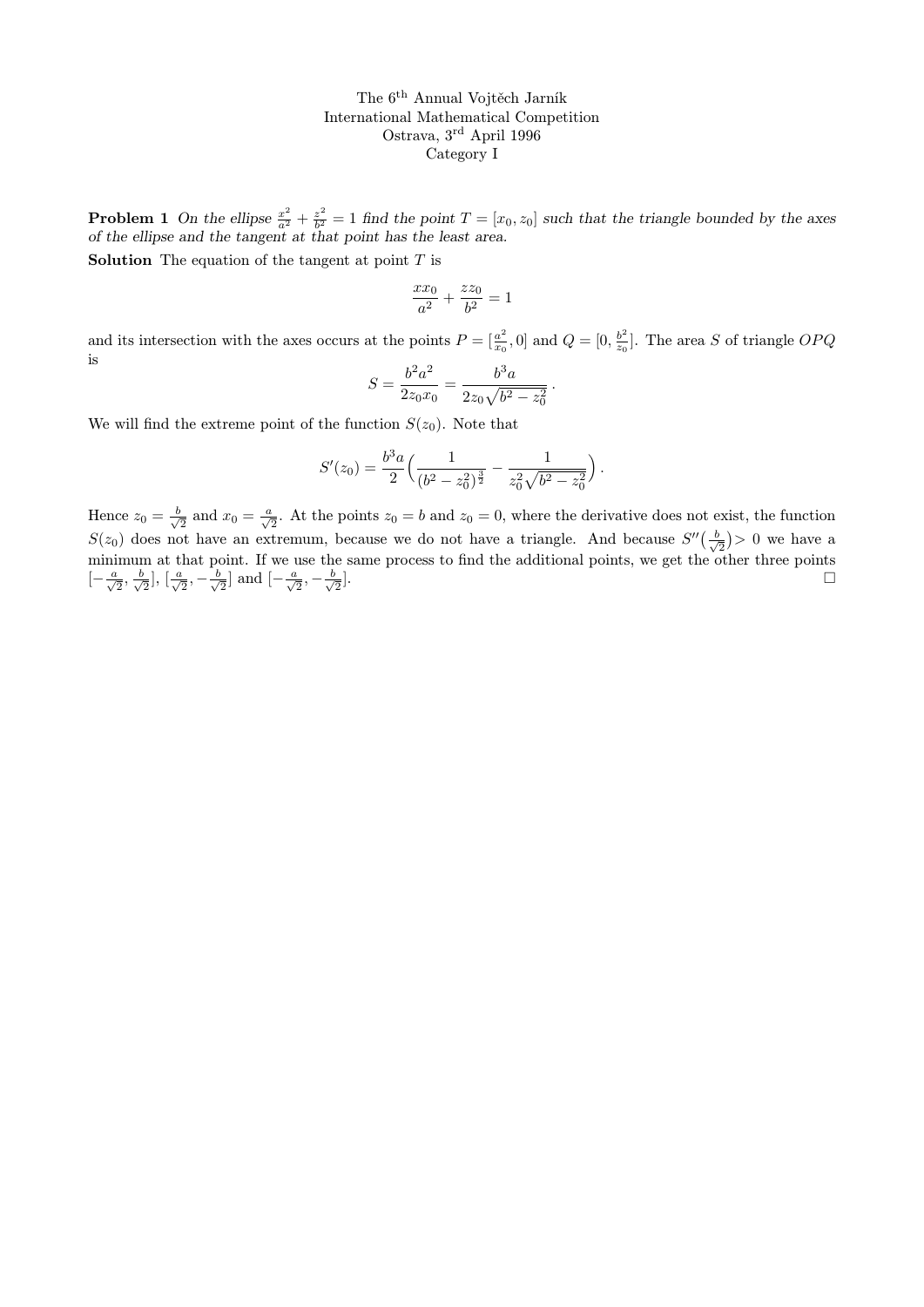The 6[th] Annual Vojtěch Jarník
International Mathematical Competition
Ostrava, 3[rd] April 1996
Category I

**Problem 1** *On the ellipse $\frac{x^2}{a^2} + \frac{z^2}{b^2} = 1$ find the point $T = [x_0, z_0]$ such that the triangle bounded by the axes of the ellipse and the tangent at that point has the least area.*

**Solution** The equation of the tangent at point $T$ is

$$\frac{xx_0}{a^2} + \frac{zz_0}{b^2} = 1$$

and its intersection with the axes occurs at the points $P = [\frac{a^2}{x_0}, 0]$ and $Q = [0, \frac{b^2}{z_0}]$. The area $S$ of triangle $OPQ$ is

$$S = \frac{b^2 a^2}{2z_0 x_0} = \frac{b^3 a}{2z_0\sqrt{b^2 - z_0^2}} .$$

We will find the extreme point of the function $S(z_0)$. Note that

$$S'(z_0) = \frac{b^3 a}{2}\Big(\frac{1}{(b^2 - z_0^2)^{\frac{3}{2}}} - \frac{1}{z_0^2\sqrt{b^2 - z_0^2}}\Big) .$$

Hence $z_0 = \frac{b}{\sqrt{2}}$ and $x_0 = \frac{a}{\sqrt{2}}$. At the points $z_0 = b$ and $z_0 = 0$, where the derivative does not exist, the function $S(z_0)$ does not have an extremum, because we do not have a triangle. And because $S''(\frac{b}{\sqrt{2}}) > 0$ we have a minimum at that point. If we use the same process to find the additional points, we get the other three points $[-\frac{a}{\sqrt{2}}, \frac{b}{\sqrt{2}}]$, $[\frac{a}{\sqrt{2}}, -\frac{b}{\sqrt{2}}]$ and $[-\frac{a}{\sqrt{2}}, -\frac{b}{\sqrt{2}}]$. □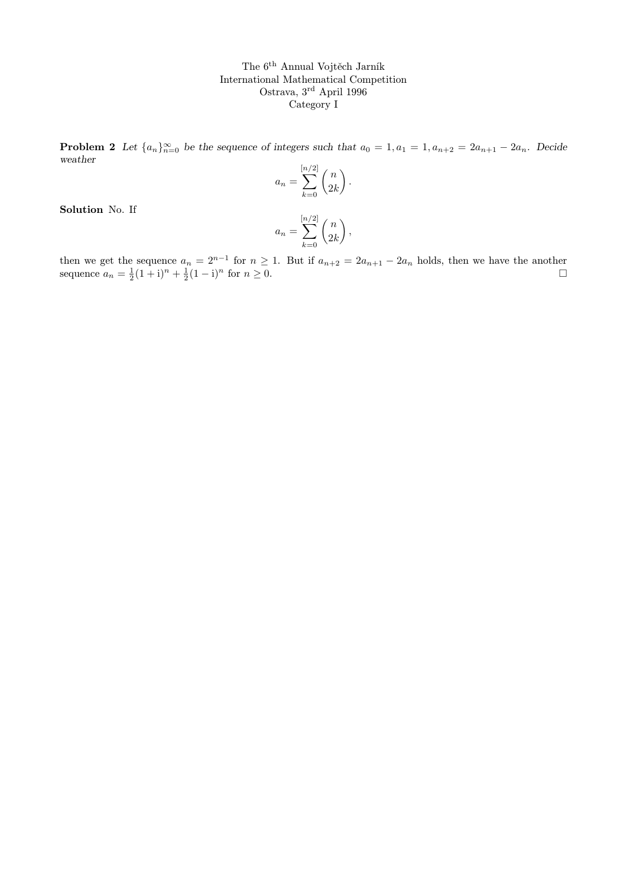The 6[th] Annual Vojtěch Jarník
International Mathematical Competition
Ostrava, 3[rd] April 1996
Category I

**Problem 2** *Let $\{a_n\}_{n=0}^{\infty}$ be the sequence of integers such that $a_0 = 1, a_1 = 1, a_{n+2} = 2a_{n+1} - 2a_n$. Decide weather*

$$a_n = \sum_{k=0}^{[n/2]} \binom{n}{2k}.$$

**Solution** No. If

$$a_n = \sum_{k=0}^{[n/2]} \binom{n}{2k},$$

then we get the sequence $a_n = 2^{n-1}$ for $n \geq 1$. But if $a_{n+2} = 2a_{n+1} - 2a_n$ holds, then we have the another sequence $a_n = \frac{1}{2}(1+\mathrm{i})^n + \frac{1}{2}(1-\mathrm{i})^n$ for $n \geq 0$. □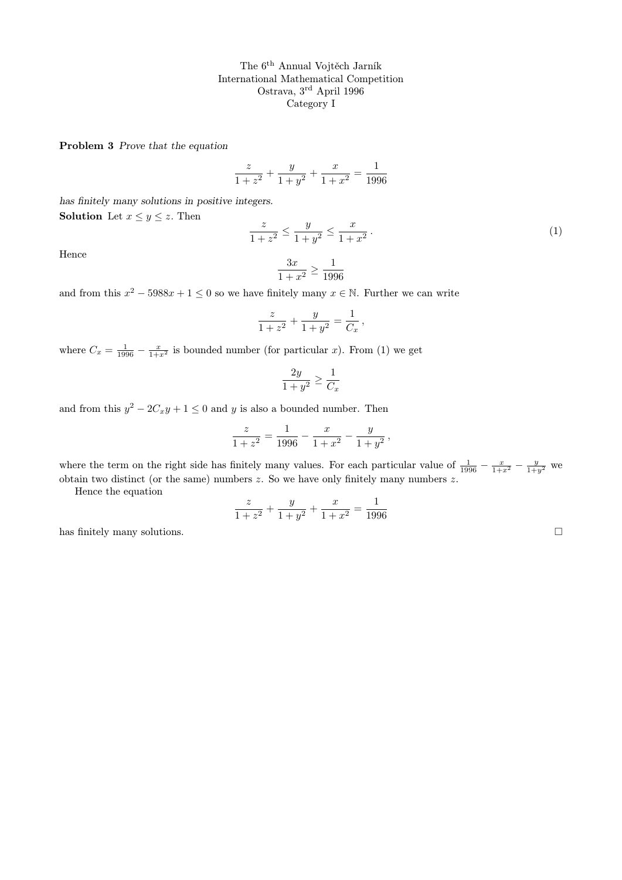The 6th Annual Vojtěch Jarník
International Mathematical Competition
Ostrava, 3rd April 1996
Category I

**Problem 3** *Prove that the equation*

$$\frac{z}{1+z^2} + \frac{y}{1+y^2} + \frac{x}{1+x^2} = \frac{1}{1996}$$

*has finitely many solutions in positive integers.*

**Solution** Let $x \le y \le z$. Then

$$\frac{z}{1+z^2} \le \frac{y}{1+y^2} \le \frac{x}{1+x^2}\,. \tag{1}$$

Hence

$$\frac{3x}{1+x^2} \ge \frac{1}{1996}$$

and from this $x^2 - 5988x + 1 \le 0$ so we have finitely many $x \in \mathbb{N}$. Further we can write

$$\frac{z}{1+z^2} + \frac{y}{1+y^2} = \frac{1}{C_x}\,,$$

where $C_x = \frac{1}{1996} - \frac{x}{1+x^2}$ is bounded number (for particular $x$). From (1) we get

$$\frac{2y}{1+y^2} \ge \frac{1}{C_x}$$

and from this $y^2 - 2C_x y + 1 \le 0$ and $y$ is also a bounded number. Then

$$\frac{z}{1+z^2} = \frac{1}{1996} - \frac{x}{1+x^2} - \frac{y}{1+y^2}\,,$$

where the term on the right side has finitely many values. For each particular value of $\frac{1}{1996} - \frac{x}{1+x^2} - \frac{y}{1+y^2}$ we obtain two distinct (or the same) numbers $z$. So we have only finitely many numbers $z$.

Hence the equation

$$\frac{z}{1+z^2} + \frac{y}{1+y^2} + \frac{x}{1+x^2} = \frac{1}{1996}$$

has finitely many solutions. □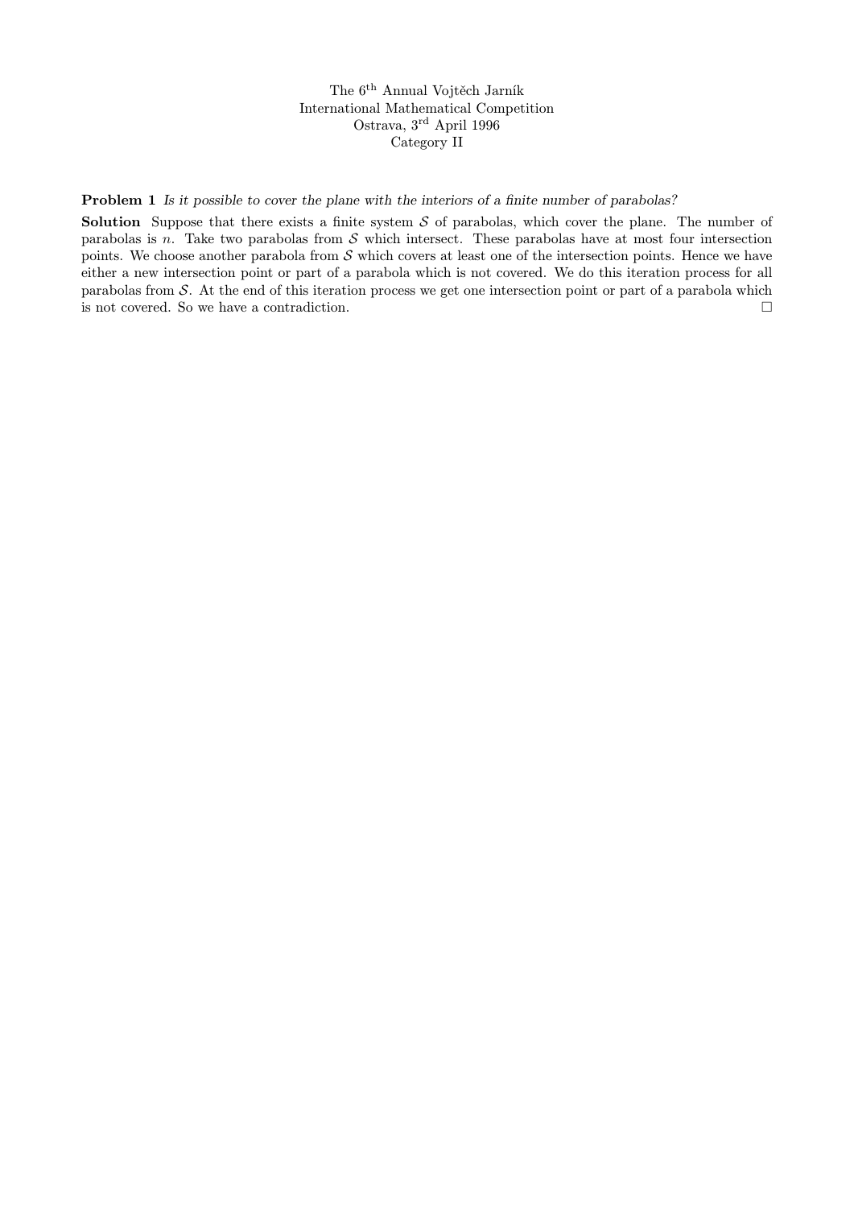The 6$^{\text{th}}$ Annual Vojtěch Jarník
International Mathematical Competition
Ostrava, 3$^{\text{rd}}$ April 1996
Category II

**Problem 1** *Is it possible to cover the plane with the interiors of a finite number of parabolas?*

**Solution** Suppose that there exists a finite system $\mathcal{S}$ of parabolas, which cover the plane. The number of parabolas is $n$. Take two parabolas from $\mathcal{S}$ which intersect. These parabolas have at most four intersection points. We choose another parabola from $\mathcal{S}$ which covers at least one of the intersection points. Hence we have either a new intersection point or part of a parabola which is not covered. We do this iteration process for all parabolas from $\mathcal{S}$. At the end of this iteration process we get one intersection point or part of a parabola which is not covered. So we have a contradiction. □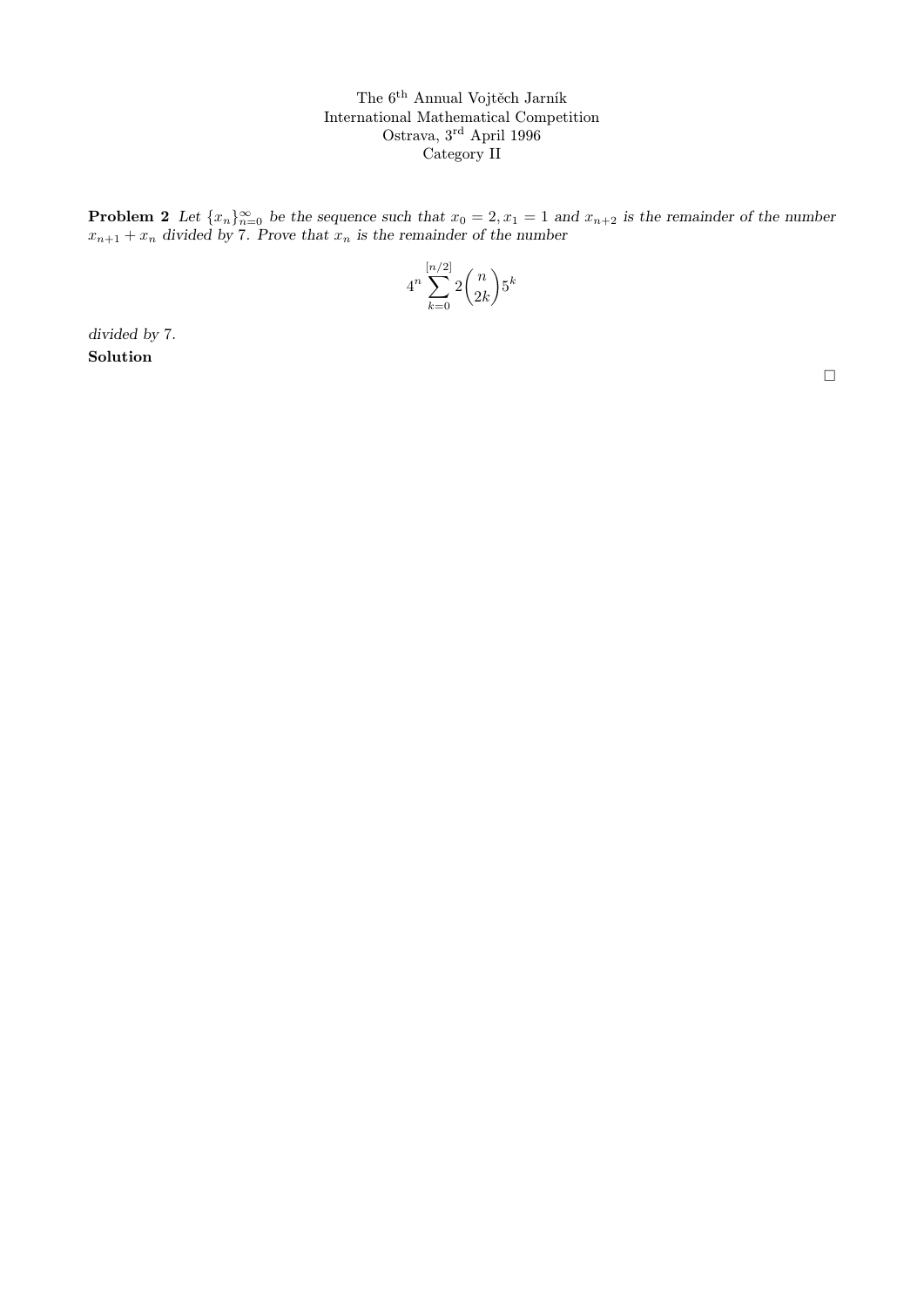The 6th Annual Vojtěch Jarník
International Mathematical Competition
Ostrava, 3rd April 1996
Category II

**Problem 2** *Let $\{x_n\}_{n=0}^{\infty}$ be the sequence such that $x_0 = 2, x_1 = 1$ and $x_{n+2}$ is the remainder of the number $x_{n+1} + x_n$ divided by 7. Prove that $x_n$ is the remainder of the number*

$$4^n \sum_{k=0}^{[n/2]} 2\binom{n}{2k} 5^k$$

*divided by 7.*

**Solution**

□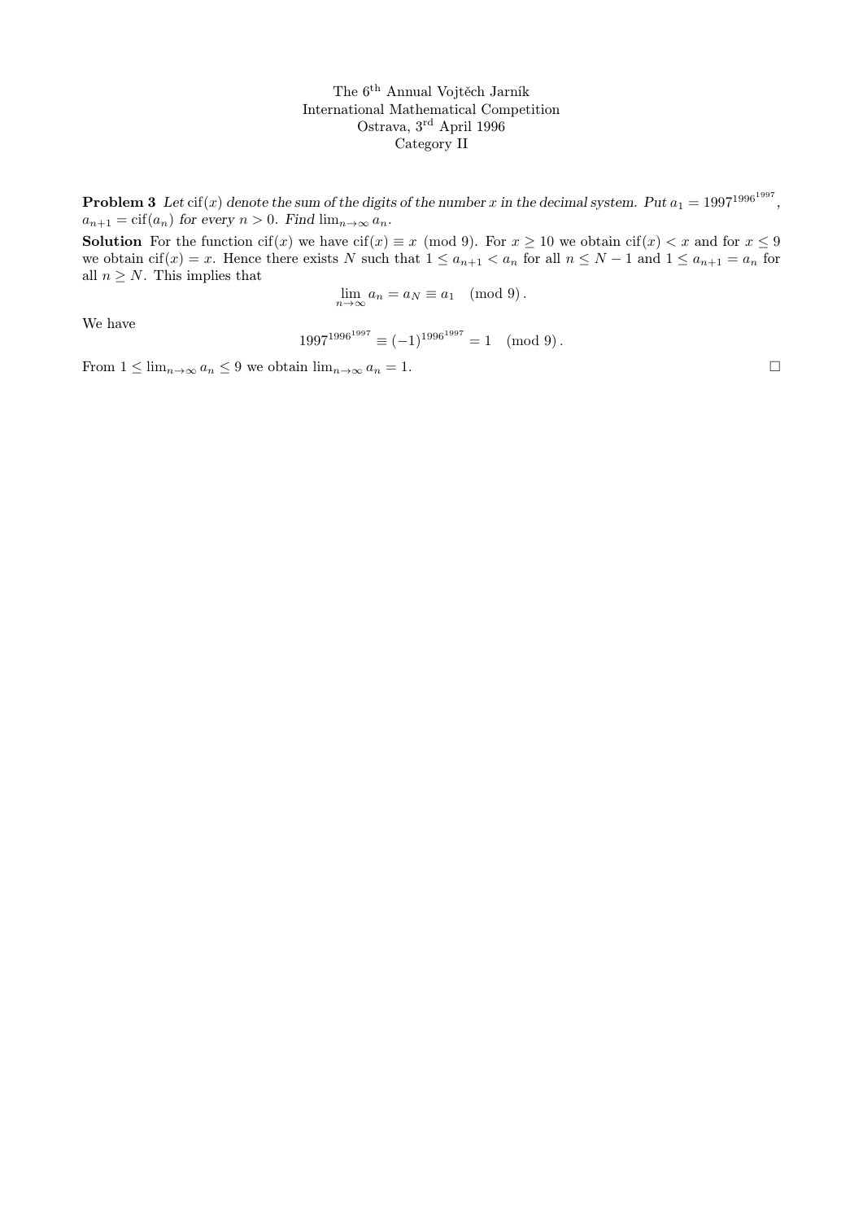The 6th Annual Vojtěch Jarník
International Mathematical Competition
Ostrava, 3rd April 1996
Category II

**Problem 3** *Let* $\operatorname{cif}(x)$ *denote the sum of the digits of the number* $x$ *in the decimal system. Put* $a_1 = 1997^{1996^{1997}}$, $a_{n+1} = \operatorname{cif}(a_n)$ *for every* $n > 0$. *Find* $\lim_{n\to\infty} a_n$.

**Solution** For the function $\operatorname{cif}(x)$ we have $\operatorname{cif}(x) \equiv x \pmod 9$. For $x \geq 10$ we obtain $\operatorname{cif}(x) < x$ and for $x \leq 9$ we obtain $\operatorname{cif}(x) = x$. Hence there exists $N$ such that $1 \leq a_{n+1} < a_n$ for all $n \leq N-1$ and $1 \leq a_{n+1} = a_n$ for all $n \geq N$. This implies that

$$\lim_{n\to\infty} a_n = a_N \equiv a_1 \pmod 9.$$

We have

$$1997^{1996^{1997}} \equiv (-1)^{1996^{1997}} = 1 \pmod 9.$$

From $1 \leq \lim_{n\to\infty} a_n \leq 9$ we obtain $\lim_{n\to\infty} a_n = 1$. □